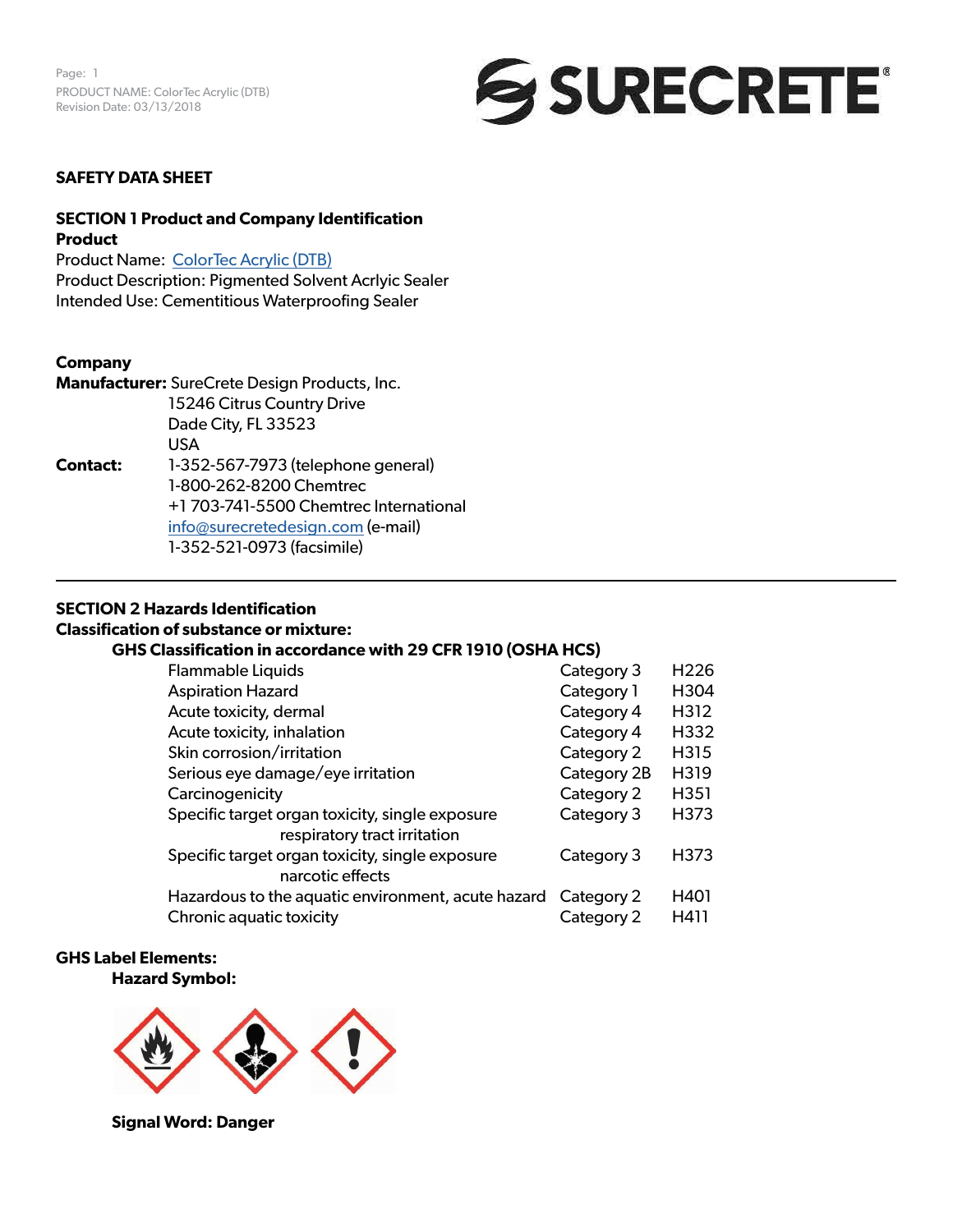# SAFETY DATA SHEET

## SECTION 1 Product and Company Identification

**Product**

Product Name: ColorTec Acrylic (DTB)
Product Description: Pigmented Solvent Acrlyic Sealer
Intended Use: Cementitious Waterproofing Sealer

**Company**

**Manufacturer:** SureCrete Design Products, Inc.
15246 Citrus Country Drive
Dade City, FL 33523
USA

**Contact:** 1-352-567-7973 (telephone general)
1-800-262-8200 Chemtrec
+1 703-741-5500 Chemtrec International
info@surecretedesign.com (e-mail)
1-352-521-0973 (facsimile)

---

## SECTION 2 Hazards Identification

**Classification of substance or mixture:**

**GHS Classification in accordance with 29 CFR 1910 (OSHA HCS)**

| | | |
|---|---|---|
| Flammable Liquids | Category 3 | H226 |
| Aspiration Hazard | Category 1 | H304 |
| Acute toxicity, dermal | Category 4 | H312 |
| Acute toxicity, inhalation | Category 4 | H332 |
| Skin corrosion/irritation | Category 2 | H315 |
| Serious eye damage/eye irritation | Category 2B | H319 |
| Carcinogenicity | Category 2 | H351 |
| Specific target organ toxicity, single exposure respiratory tract irritation | Category 3 | H373 |
| Specific target organ toxicity, single exposure narcotic effects | Category 3 | H373 |
| Hazardous to the aquatic environment, acute hazard | Category 2 | H401 |
| Chronic aquatic toxicity | Category 2 | H411 |

**GHS Label Elements:**

**Hazard Symbol:**

**Signal Word: Danger**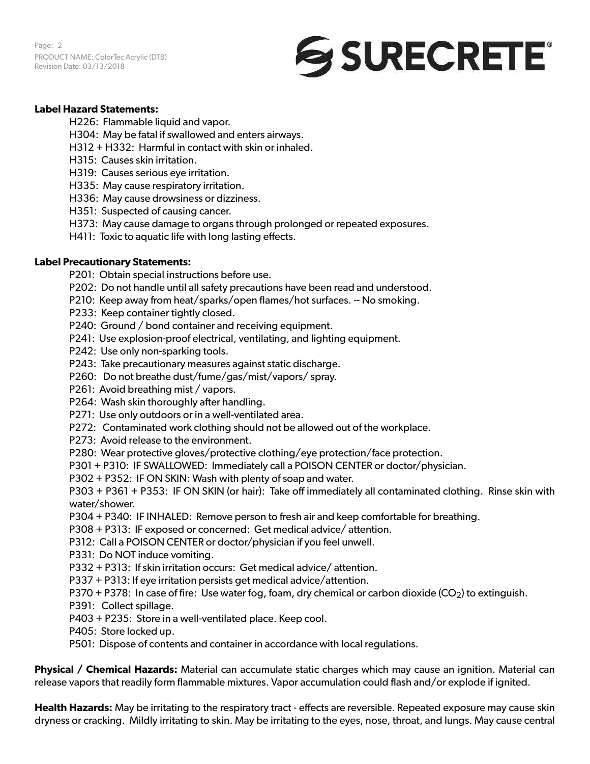**Label Hazard Statements:**

H226: Flammable liquid and vapor.
H304: May be fatal if swallowed and enters airways.
H312 + H332: Harmful in contact with skin or inhaled.
H315: Causes skin irritation.
H319: Causes serious eye irritation.
H335: May cause respiratory irritation.
H336: May cause drowsiness or dizziness.
H351: Suspected of causing cancer.
H373: May cause damage to organs through prolonged or repeated exposures.
H411: Toxic to aquatic life with long lasting effects.

**Label Precautionary Statements:**

P201: Obtain special instructions before use.
P202: Do not handle until all safety precautions have been read and understood.
P210: Keep away from heat/sparks/open flames/hot surfaces. -- No smoking.
P233: Keep container tightly closed.
P240: Ground / bond container and receiving equipment.
P241: Use explosion-proof electrical, ventilating, and lighting equipment.
P242: Use only non-sparking tools.
P243: Take precautionary measures against static discharge.
P260: Do not breathe dust/fume/gas/mist/vapors/ spray.
P261: Avoid breathing mist / vapors.
P264: Wash skin thoroughly after handling.
P271: Use only outdoors or in a well-ventilated area.
P272: Contaminated work clothing should not be allowed out of the workplace.
P273: Avoid release to the environment.
P280: Wear protective gloves/protective clothing/eye protection/face protection.
P301 + P310: IF SWALLOWED: Immediately call a POISON CENTER or doctor/physician.
P302 + P352: IF ON SKIN: Wash with plenty of soap and water.
P303 + P361 + P353: IF ON SKIN (or hair): Take off immediately all contaminated clothing. Rinse skin with water/shower.
P304 + P340: IF INHALED: Remove person to fresh air and keep comfortable for breathing.
P308 + P313: IF exposed or concerned: Get medical advice/ attention.
P312: Call a POISON CENTER or doctor/physician if you feel unwell.
P331: Do NOT induce vomiting.
P332 + P313: If skin irritation occurs: Get medical advice/ attention.
P337 + P313: If eye irritation persists get medical advice/attention.
P370 + P378: In case of fire: Use water fog, foam, dry chemical or carbon dioxide ($CO_2$) to extinguish.
P391: Collect spillage.
P403 + P235: Store in a well-ventilated place. Keep cool.
P405: Store locked up.
P501: Dispose of contents and container in accordance with local regulations.

**Physical / Chemical Hazards:** Material can accumulate static charges which may cause an ignition. Material can release vapors that readily form flammable mixtures. Vapor accumulation could flash and/or explode if ignited.

**Health Hazards:** May be irritating to the respiratory tract - effects are reversible. Repeated exposure may cause skin dryness or cracking. Mildly irritating to skin. May be irritating to the eyes, nose, throat, and lungs. May cause central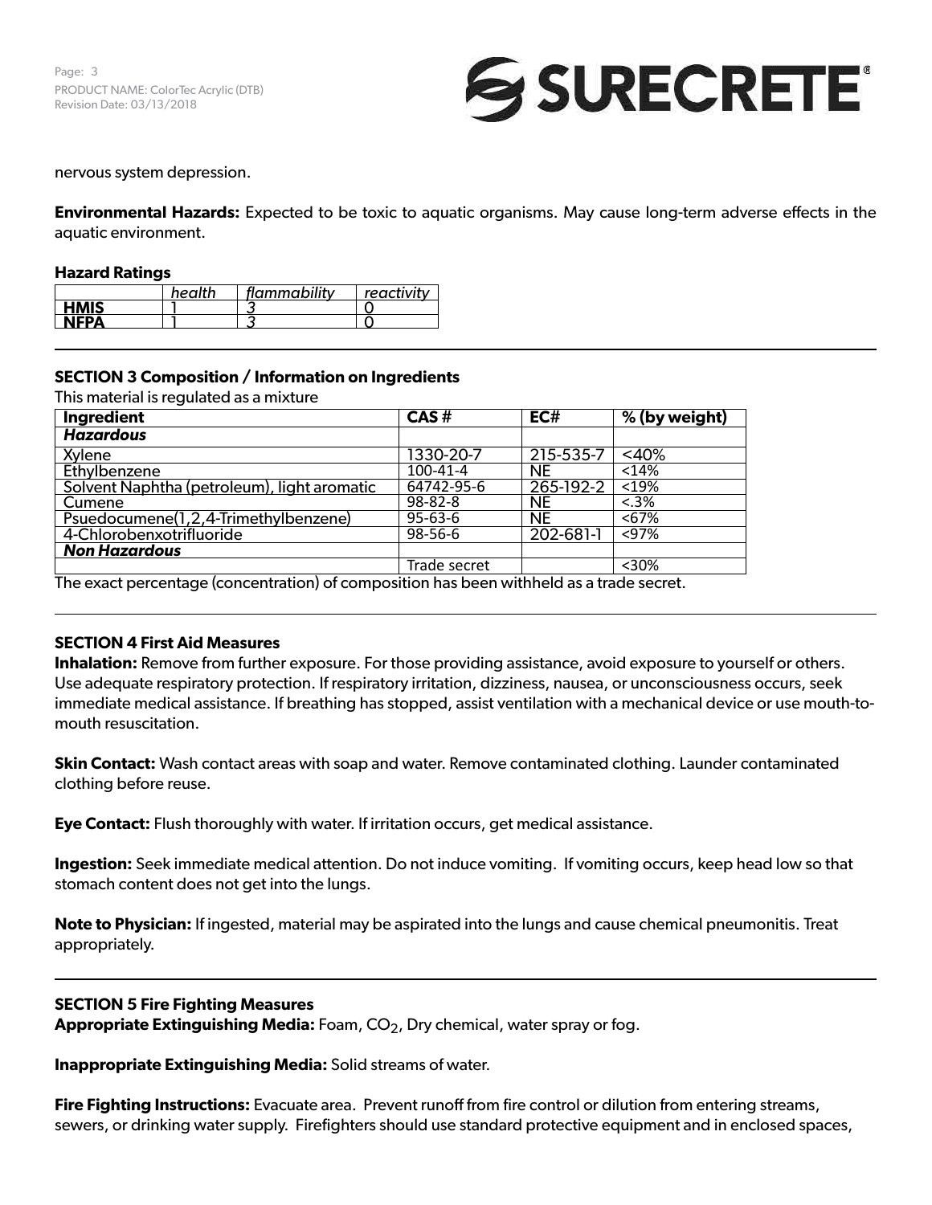nervous system depression.

**Environmental Hazards:** Expected to be toxic to aquatic organisms. May cause long-term adverse effects in the aquatic environment.

**Hazard Ratings**

| | *health* | *flammability* | *reactivity* |
|---|---|---|---|
| **HMIS** | 1 | 3 | 0 |
| **NFPA** | 1 | 3 | 0 |

## SECTION 3 Composition / Information on Ingredients

This material is regulated as a mixture

| Ingredient | CAS # | EC# | % (by weight) |
|---|---|---|---|
| ***Hazardous*** | | | |
| Xylene | 1330-20-7 | 215-535-7 | <40% |
| Ethylbenzene | 100-41-4 | NE | <14% |
| Solvent Naphtha (petroleum), light aromatic | 64742-95-6 | 265-192-2 | <19% |
| Cumene | 98-82-8 | NE | <.3% |
| Psuedocumene(1,2,4-Trimethylbenzene) | 95-63-6 | NE | <67% |
| 4-Chlorobenxotrifluoride | 98-56-6 | 202-681-1 | <97% |
| ***Non Hazardous*** | | | |
| | Trade secret | | <30% |

The exact percentage (concentration) of composition has been withheld as a trade secret.

## SECTION 4 First Aid Measures

**Inhalation:** Remove from further exposure. For those providing assistance, avoid exposure to yourself or others. Use adequate respiratory protection. If respiratory irritation, dizziness, nausea, or unconsciousness occurs, seek immediate medical assistance. If breathing has stopped, assist ventilation with a mechanical device or use mouth-to-mouth resuscitation.

**Skin Contact:** Wash contact areas with soap and water. Remove contaminated clothing. Launder contaminated clothing before reuse.

**Eye Contact:** Flush thoroughly with water. If irritation occurs, get medical assistance.

**Ingestion:** Seek immediate medical attention. Do not induce vomiting. If vomiting occurs, keep head low so that stomach content does not get into the lungs.

**Note to Physician:** If ingested, material may be aspirated into the lungs and cause chemical pneumonitis. Treat appropriately.

## SECTION 5 Fire Fighting Measures

**Appropriate Extinguishing Media:** Foam, $CO_2$, Dry chemical, water spray or fog.

**Inappropriate Extinguishing Media:** Solid streams of water.

**Fire Fighting Instructions:** Evacuate area. Prevent runoff from fire control or dilution from entering streams, sewers, or drinking water supply. Firefighters should use standard protective equipment and in enclosed spaces,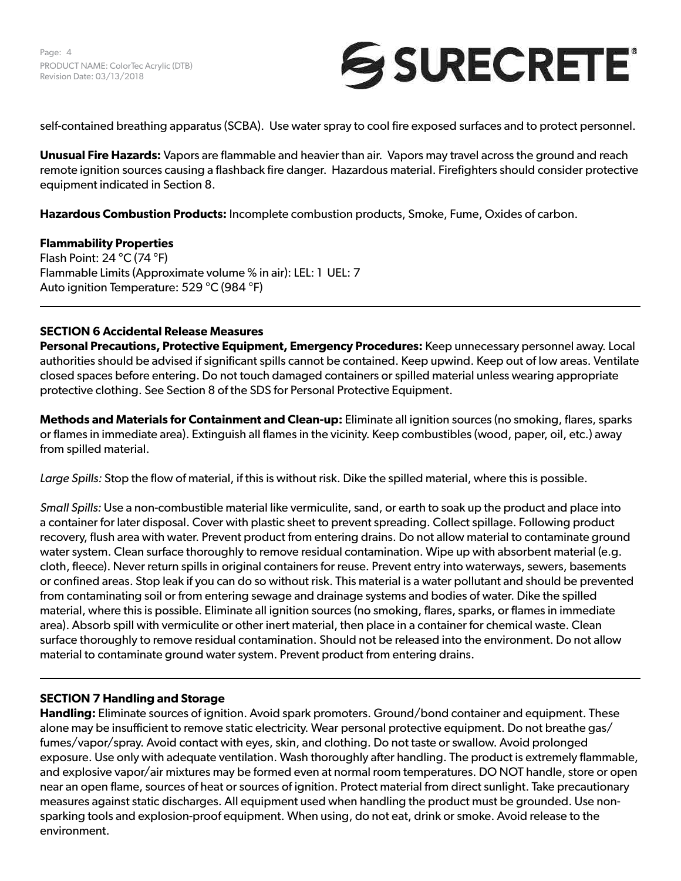self-contained breathing apparatus (SCBA). Use water spray to cool fire exposed surfaces and to protect personnel.

**Unusual Fire Hazards:** Vapors are flammable and heavier than air. Vapors may travel across the ground and reach remote ignition sources causing a flashback fire danger. Hazardous material. Firefighters should consider protective equipment indicated in Section 8.

**Hazardous Combustion Products:** Incomplete combustion products, Smoke, Fume, Oxides of carbon.

**Flammability Properties**
Flash Point: 24 °C (74 °F)
Flammable Limits (Approximate volume % in air): LEL: 1 UEL: 7
Auto ignition Temperature: 529 °C (984 °F)

## SECTION 6 Accidental Release Measures

**Personal Precautions, Protective Equipment, Emergency Procedures:** Keep unnecessary personnel away. Local authorities should be advised if significant spills cannot be contained. Keep upwind. Keep out of low areas. Ventilate closed spaces before entering. Do not touch damaged containers or spilled material unless wearing appropriate protective clothing. See Section 8 of the SDS for Personal Protective Equipment.

**Methods and Materials for Containment and Clean-up:** Eliminate all ignition sources (no smoking, flares, sparks or flames in immediate area). Extinguish all flames in the vicinity. Keep combustibles (wood, paper, oil, etc.) away from spilled material.

*Large Spills:* Stop the flow of material, if this is without risk. Dike the spilled material, where this is possible.

*Small Spills:* Use a non-combustible material like vermiculite, sand, or earth to soak up the product and place into a container for later disposal. Cover with plastic sheet to prevent spreading. Collect spillage. Following product recovery, flush area with water. Prevent product from entering drains. Do not allow material to contaminate ground water system. Clean surface thoroughly to remove residual contamination. Wipe up with absorbent material (e.g. cloth, fleece). Never return spills in original containers for reuse. Prevent entry into waterways, sewers, basements or confined areas. Stop leak if you can do so without risk. This material is a water pollutant and should be prevented from contaminating soil or from entering sewage and drainage systems and bodies of water. Dike the spilled material, where this is possible. Eliminate all ignition sources (no smoking, flares, sparks, or flames in immediate area). Absorb spill with vermiculite or other inert material, then place in a container for chemical waste. Clean surface thoroughly to remove residual contamination. Should not be released into the environment. Do not allow material to contaminate ground water system. Prevent product from entering drains.

## SECTION 7 Handling and Storage

**Handling:** Eliminate sources of ignition. Avoid spark promoters. Ground/bond container and equipment. These alone may be insufficient to remove static electricity. Wear personal protective equipment. Do not breathe gas/ fumes/vapor/spray. Avoid contact with eyes, skin, and clothing. Do not taste or swallow. Avoid prolonged exposure. Use only with adequate ventilation. Wash thoroughly after handling. The product is extremely flammable, and explosive vapor/air mixtures may be formed even at normal room temperatures. DO NOT handle, store or open near an open flame, sources of heat or sources of ignition. Protect material from direct sunlight. Take precautionary measures against static discharges. All equipment used when handling the product must be grounded. Use non-sparking tools and explosion-proof equipment. When using, do not eat, drink or smoke. Avoid release to the environment.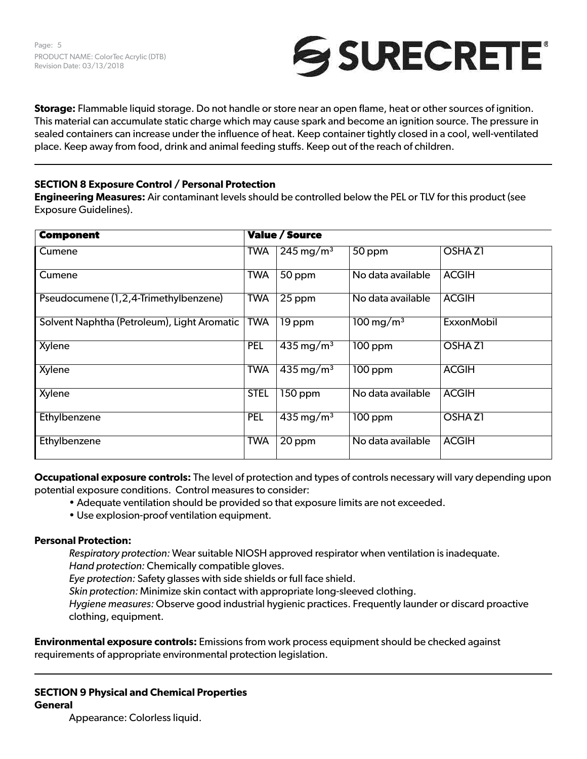**Storage:** Flammable liquid storage. Do not handle or store near an open flame, heat or other sources of ignition. This material can accumulate static charge which may cause spark and become an ignition source. The pressure in sealed containers can increase under the influence of heat. Keep container tightly closed in a cool, well-ventilated place. Keep away from food, drink and animal feeding stuffs. Keep out of the reach of children.

---

## SECTION 8 Exposure Control / Personal Protection

**Engineering Measures:** Air contaminant levels should be controlled below the PEL or TLV for this product (see Exposure Guidelines).

| Component | Value / Source | | | |
|---|---|---|---|---|
| Cumene | TWA | 245 mg/m$^3$ | 50 ppm | OSHA Z1 |
| Cumene | TWA | 50 ppm | No data available | ACGIH |
| Pseudocumene (1,2,4-Trimethylbenzene) | TWA | 25 ppm | No data available | ACGIH |
| Solvent Naphtha (Petroleum), Light Aromatic | TWA | 19 ppm | 100 mg/m$^3$ | ExxonMobil |
| Xylene | PEL | 435 mg/m$^3$ | 100 ppm | OSHA Z1 |
| Xylene | TWA | 435 mg/m$^3$ | 100 ppm | ACGIH |
| Xylene | STEL | 150 ppm | No data available | ACGIH |
| Ethylbenzene | PEL | 435 mg/m$^3$ | 100 ppm | OSHA Z1 |
| Ethylbenzene | TWA | 20 ppm | No data available | ACGIH |

**Occupational exposure controls:** The level of protection and types of controls necessary will vary depending upon potential exposure conditions. Control measures to consider:

- Adequate ventilation should be provided so that exposure limits are not exceeded.
- Use explosion-proof ventilation equipment.

**Personal Protection:**

*Respiratory protection:* Wear suitable NIOSH approved respirator when ventilation is inadequate.
*Hand protection:* Chemically compatible gloves.
*Eye protection:* Safety glasses with side shields or full face shield.
*Skin protection:* Minimize skin contact with appropriate long-sleeved clothing.
*Hygiene measures:* Observe good industrial hygienic practices. Frequently launder or discard proactive clothing, equipment.

**Environmental exposure controls:** Emissions from work process equipment should be checked against requirements of appropriate environmental protection legislation.

---

## SECTION 9 Physical and Chemical Properties

**General**

Appearance: Colorless liquid.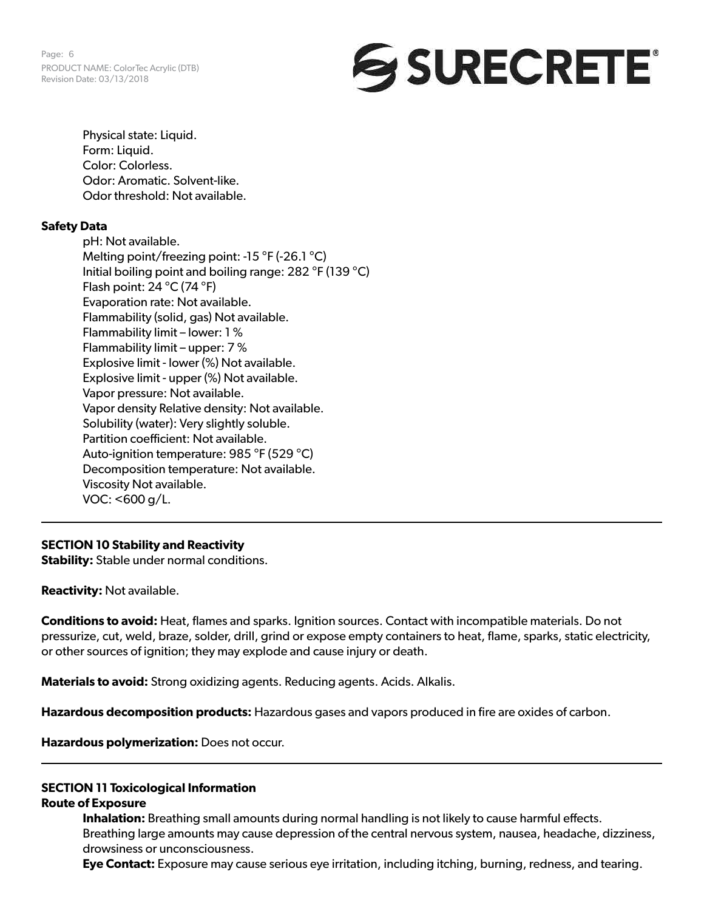Physical state: Liquid.
Form: Liquid.
Color: Colorless.
Odor: Aromatic. Solvent-like.
Odor threshold: Not available.

**Safety Data**

pH: Not available.
Melting point/freezing point: -15 °F (-26.1 °C)
Initial boiling point and boiling range: 282 °F (139 °C)
Flash point: 24 °C (74 °F)
Evaporation rate: Not available.
Flammability (solid, gas) Not available.
Flammability limit – lower: 1 %
Flammability limit – upper: 7 %
Explosive limit - lower (%) Not available.
Explosive limit - upper (%) Not available.
Vapor pressure: Not available.
Vapor density Relative density: Not available.
Solubility (water): Very slightly soluble.
Partition coefficient: Not available.
Auto-ignition temperature: 985 °F (529 °C)
Decomposition temperature: Not available.
Viscosity Not available.
VOC: <600 g/L.

---

## SECTION 10 Stability and Reactivity

**Stability:** Stable under normal conditions.

**Reactivity:** Not available.

**Conditions to avoid:** Heat, flames and sparks. Ignition sources. Contact with incompatible materials. Do not pressurize, cut, weld, braze, solder, drill, grind or expose empty containers to heat, flame, sparks, static electricity, or other sources of ignition; they may explode and cause injury or death.

**Materials to avoid:** Strong oxidizing agents. Reducing agents. Acids. Alkalis.

**Hazardous decomposition products:** Hazardous gases and vapors produced in fire are oxides of carbon.

**Hazardous polymerization:** Does not occur.

---

## SECTION 11 Toxicological Information

**Route of Exposure**

**Inhalation:** Breathing small amounts during normal handling is not likely to cause harmful effects. Breathing large amounts may cause depression of the central nervous system, nausea, headache, dizziness, drowsiness or unconsciousness.

**Eye Contact:** Exposure may cause serious eye irritation, including itching, burning, redness, and tearing.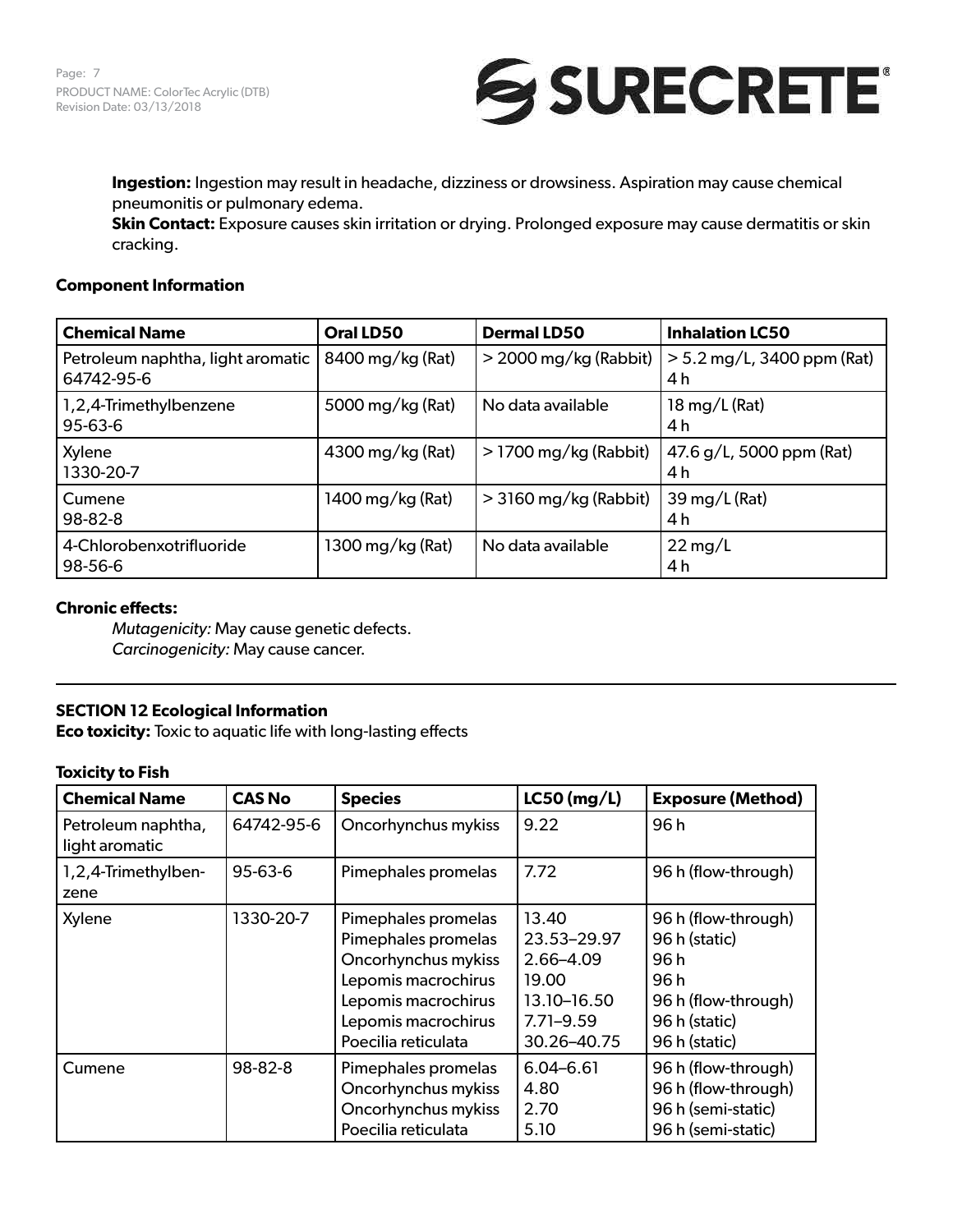**Ingestion:** Ingestion may result in headache, dizziness or drowsiness. Aspiration may cause chemical pneumonitis or pulmonary edema.
**Skin Contact:** Exposure causes skin irritation or drying. Prolonged exposure may cause dermatitis or skin cracking.

**Component Information**

| Chemical Name | Oral LD50 | Dermal LD50 | Inhalation LC50 |
|---|---|---|---|
| Petroleum naphtha, light aromatic<br>64742-95-6 | 8400 mg/kg (Rat) | > 2000 mg/kg (Rabbit) | > 5.2 mg/L, 3400 ppm (Rat)<br>4 h |
| 1,2,4-Trimethylbenzene<br>95-63-6 | 5000 mg/kg (Rat) | No data available | 18 mg/L (Rat)<br>4 h |
| Xylene<br>1330-20-7 | 4300 mg/kg (Rat) | > 1700 mg/kg (Rabbit) | 47.6 g/L, 5000 ppm (Rat)<br>4 h |
| Cumene<br>98-82-8 | 1400 mg/kg (Rat) | > 3160 mg/kg (Rabbit) | 39 mg/L (Rat)<br>4 h |
| 4-Chlorobenxotrifluoride<br>98-56-6 | 1300 mg/kg (Rat) | No data available | 22 mg/L<br>4 h |

**Chronic effects:**

*Mutagenicity:* May cause genetic defects.
*Carcinogenicity:* May cause cancer.

## SECTION 12 Ecological Information

**Eco toxicity:** Toxic to aquatic life with long-lasting effects

**Toxicity to Fish**

| Chemical Name | CAS No | Species | LC50 (mg/L) | Exposure (Method) |
|---|---|---|---|---|
| Petroleum naphtha, light aromatic | 64742-95-6 | Oncorhynchus mykiss | 9.22 | 96 h |
| 1,2,4-Trimethylbenzene | 95-63-6 | Pimephales promelas | 7.72 | 96 h (flow-through) |
| Xylene | 1330-20-7 | Pimephales promelas<br>Pimephales promelas<br>Oncorhynchus mykiss<br>Lepomis macrochirus<br>Lepomis macrochirus<br>Lepomis macrochirus<br>Poecilia reticulata | 13.40<br>23.53–29.97<br>2.66–4.09<br>19.00<br>13.10–16.50<br>7.71–9.59<br>30.26–40.75 | 96 h (flow-through)<br>96 h (static)<br>96 h<br>96 h<br>96 h (flow-through)<br>96 h (static)<br>96 h (static) |
| Cumene | 98-82-8 | Pimephales promelas<br>Oncorhynchus mykiss<br>Oncorhynchus mykiss<br>Poecilia reticulata | 6.04–6.61<br>4.80<br>2.70<br>5.10 | 96 h (flow-through)<br>96 h (flow-through)<br>96 h (semi-static)<br>96 h (semi-static) |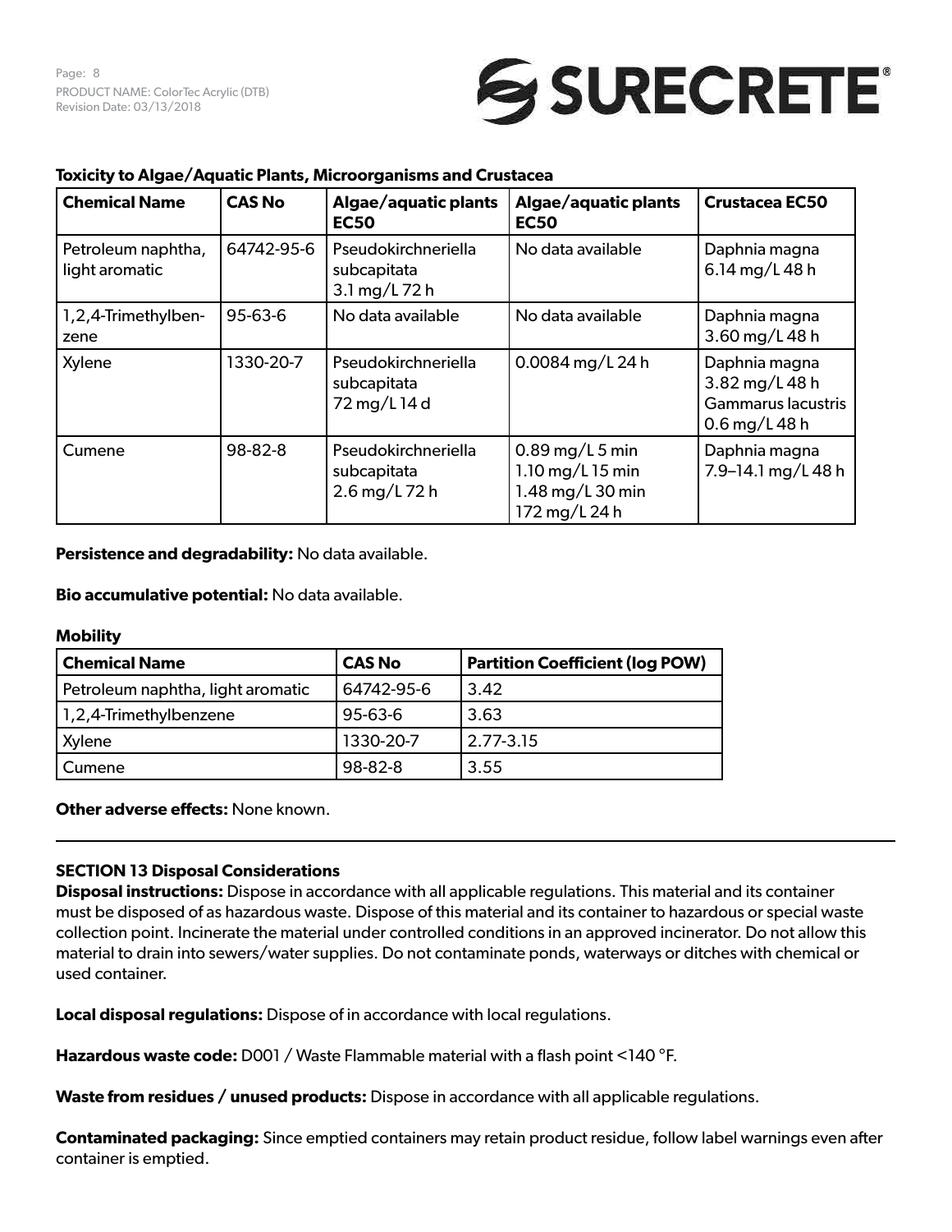**Toxicity to Algae/Aquatic Plants, Microorganisms and Crustacea**

| Chemical Name | CAS No | Algae/aquatic plants EC50 | Algae/aquatic plants EC50 | Crustacea EC50 |
|---|---|---|---|---|
| Petroleum naphtha, light aromatic | 64742-95-6 | Pseudokirchneriella subcapitata 3.1 mg/L 72 h | No data available | Daphnia magna 6.14 mg/L 48 h |
| 1,2,4-Trimethylbenzene | 95-63-6 | No data available | No data available | Daphnia magna 3.60 mg/L 48 h |
| Xylene | 1330-20-7 | Pseudokirchneriella subcapitata 72 mg/L 14 d | 0.0084 mg/L 24 h | Daphnia magna 3.82 mg/L 48 h Gammarus lacustris 0.6 mg/L 48 h |
| Cumene | 98-82-8 | Pseudokirchneriella subcapitata 2.6 mg/L 72 h | 0.89 mg/L 5 min 1.10 mg/L 15 min 1.48 mg/L 30 min 172 mg/L 24 h | Daphnia magna 7.9–14.1 mg/L 48 h |

**Persistence and degradability:** No data available.

**Bio accumulative potential:** No data available.

**Mobility**

| Chemical Name | CAS No | Partition Coefficient (log POW) |
|---|---|---|
| Petroleum naphtha, light aromatic | 64742-95-6 | 3.42 |
| 1,2,4-Trimethylbenzene | 95-63-6 | 3.63 |
| Xylene | 1330-20-7 | 2.77-3.15 |
| Cumene | 98-82-8 | 3.55 |

**Other adverse effects:** None known.

---

## SECTION 13 Disposal Considerations

**Disposal instructions:** Dispose in accordance with all applicable regulations. This material and its container must be disposed of as hazardous waste. Dispose of this material and its container to hazardous or special waste collection point. Incinerate the material under controlled conditions in an approved incinerator. Do not allow this material to drain into sewers/water supplies. Do not contaminate ponds, waterways or ditches with chemical or used container.

**Local disposal regulations:** Dispose of in accordance with local regulations.

**Hazardous waste code:** D001 / Waste Flammable material with a flash point <140 °F.

**Waste from residues / unused products:** Dispose in accordance with all applicable regulations.

**Contaminated packaging:** Since emptied containers may retain product residue, follow label warnings even after container is emptied.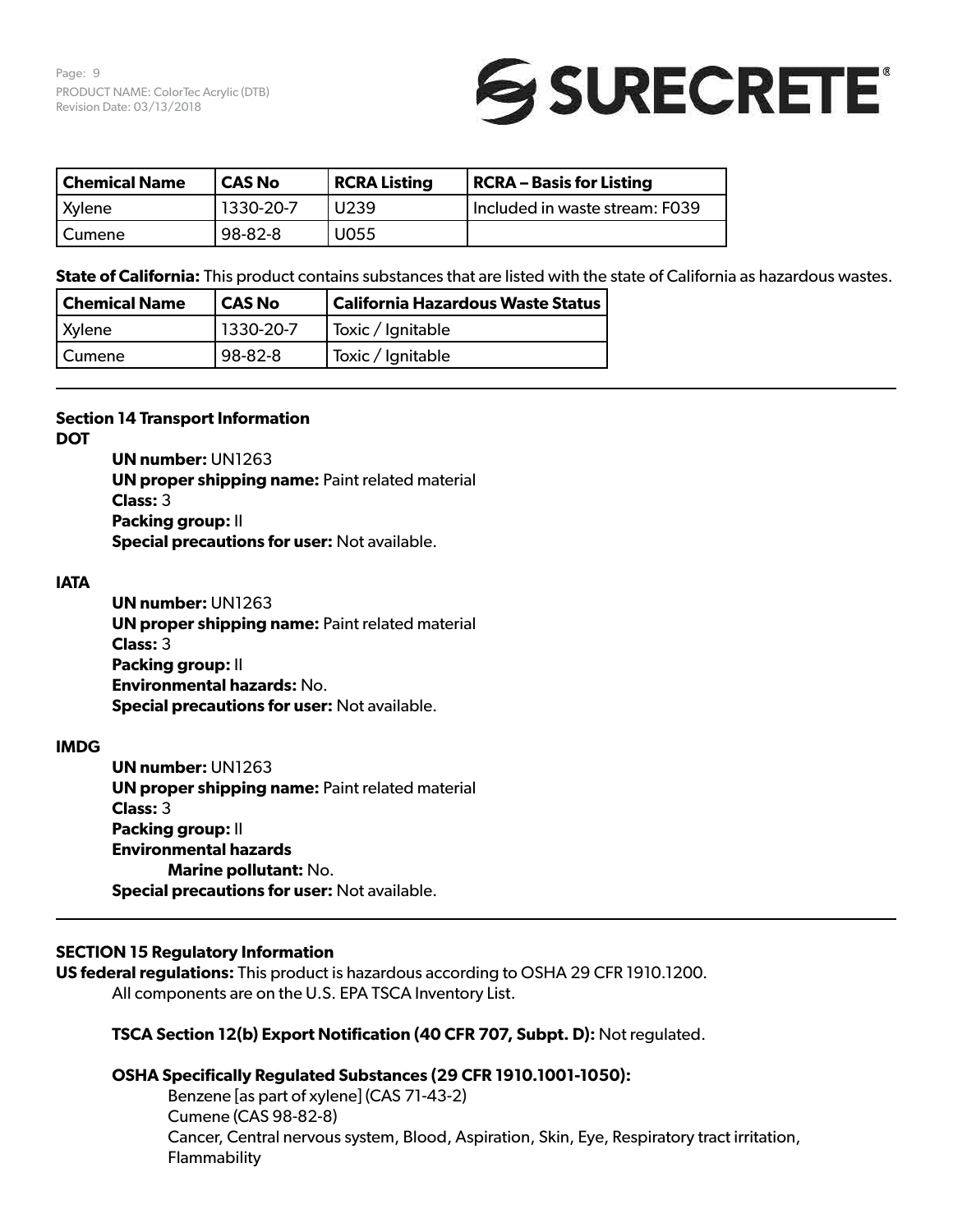| Chemical Name | CAS No | RCRA Listing | RCRA – Basis for Listing |
|---|---|---|---|
| Xylene | 1330-20-7 | U239 | Included in waste stream: F039 |
| Cumene | 98-82-8 | U055 | |

**State of California:** This product contains substances that are listed with the state of California as hazardous wastes.

| Chemical Name | CAS No | California Hazardous Waste Status |
|---|---|---|
| Xylene | 1330-20-7 | Toxic / Ignitable |
| Cumene | 98-82-8 | Toxic / Ignitable |

---

## Section 14 Transport Information

**DOT**

- **UN number:** UN1263
- **UN proper shipping name:** Paint related material
- **Class:** 3
- **Packing group:** II
- **Special precautions for user:** Not available.

**IATA**

- **UN number:** UN1263
- **UN proper shipping name:** Paint related material
- **Class:** 3
- **Packing group:** II
- **Environmental hazards:** No.
- **Special precautions for user:** Not available.

**IMDG**

- **UN number:** UN1263
- **UN proper shipping name:** Paint related material
- **Class:** 3
- **Packing group:** II
- **Environmental hazards**
  - **Marine pollutant:** No.
- **Special precautions for user:** Not available.

---

## SECTION 15 Regulatory Information

**US federal regulations:** This product is hazardous according to OSHA 29 CFR 1910.1200.
All components are on the U.S. EPA TSCA Inventory List.

**TSCA Section 12(b) Export Notification (40 CFR 707, Subpt. D):** Not regulated.

**OSHA Specifically Regulated Substances (29 CFR 1910.1001-1050):**

Benzene [as part of xylene] (CAS 71-43-2)
Cumene (CAS 98-82-8)
Cancer, Central nervous system, Blood, Aspiration, Skin, Eye, Respiratory tract irritation, Flammability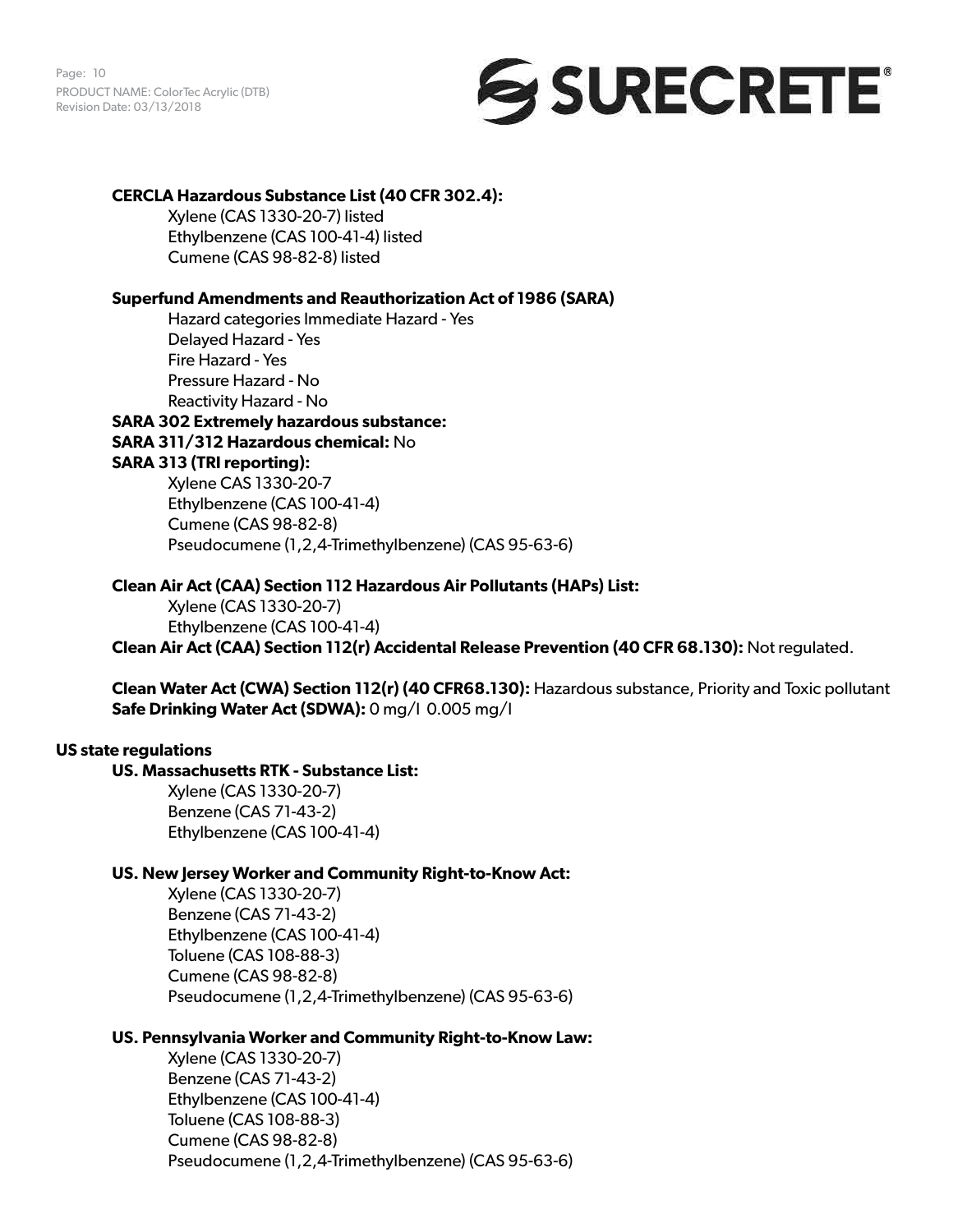**CERCLA Hazardous Substance List (40 CFR 302.4):**

Xylene (CAS 1330-20-7) listed
Ethylbenzene (CAS 100-41-4) listed
Cumene (CAS 98-82-8) listed

**Superfund Amendments and Reauthorization Act of 1986 (SARA)**

Hazard categories Immediate Hazard - Yes
Delayed Hazard - Yes
Fire Hazard - Yes
Pressure Hazard - No
Reactivity Hazard - No

**SARA 302 Extremely hazardous substance:**

**SARA 311/312 Hazardous chemical:** No

**SARA 313 (TRI reporting):**

Xylene CAS 1330-20-7
Ethylbenzene (CAS 100-41-4)
Cumene (CAS 98-82-8)
Pseudocumene (1,2,4-Trimethylbenzene) (CAS 95-63-6)

**Clean Air Act (CAA) Section 112 Hazardous Air Pollutants (HAPs) List:**

Xylene (CAS 1330-20-7)
Ethylbenzene (CAS 100-41-4)

**Clean Air Act (CAA) Section 112(r) Accidental Release Prevention (40 CFR 68.130):** Not regulated.

**Clean Water Act (CWA) Section 112(r) (40 CFR68.130):** Hazardous substance, Priority and Toxic pollutant
**Safe Drinking Water Act (SDWA):** 0 mg/l 0.005 mg/l

**US state regulations**

**US. Massachusetts RTK - Substance List:**

Xylene (CAS 1330-20-7)
Benzene (CAS 71-43-2)
Ethylbenzene (CAS 100-41-4)

**US. New Jersey Worker and Community Right-to-Know Act:**

Xylene (CAS 1330-20-7)
Benzene (CAS 71-43-2)
Ethylbenzene (CAS 100-41-4)
Toluene (CAS 108-88-3)
Cumene (CAS 98-82-8)
Pseudocumene (1,2,4-Trimethylbenzene) (CAS 95-63-6)

**US. Pennsylvania Worker and Community Right-to-Know Law:**

Xylene (CAS 1330-20-7)
Benzene (CAS 71-43-2)
Ethylbenzene (CAS 100-41-4)
Toluene (CAS 108-88-3)
Cumene (CAS 98-82-8)
Pseudocumene (1,2,4-Trimethylbenzene) (CAS 95-63-6)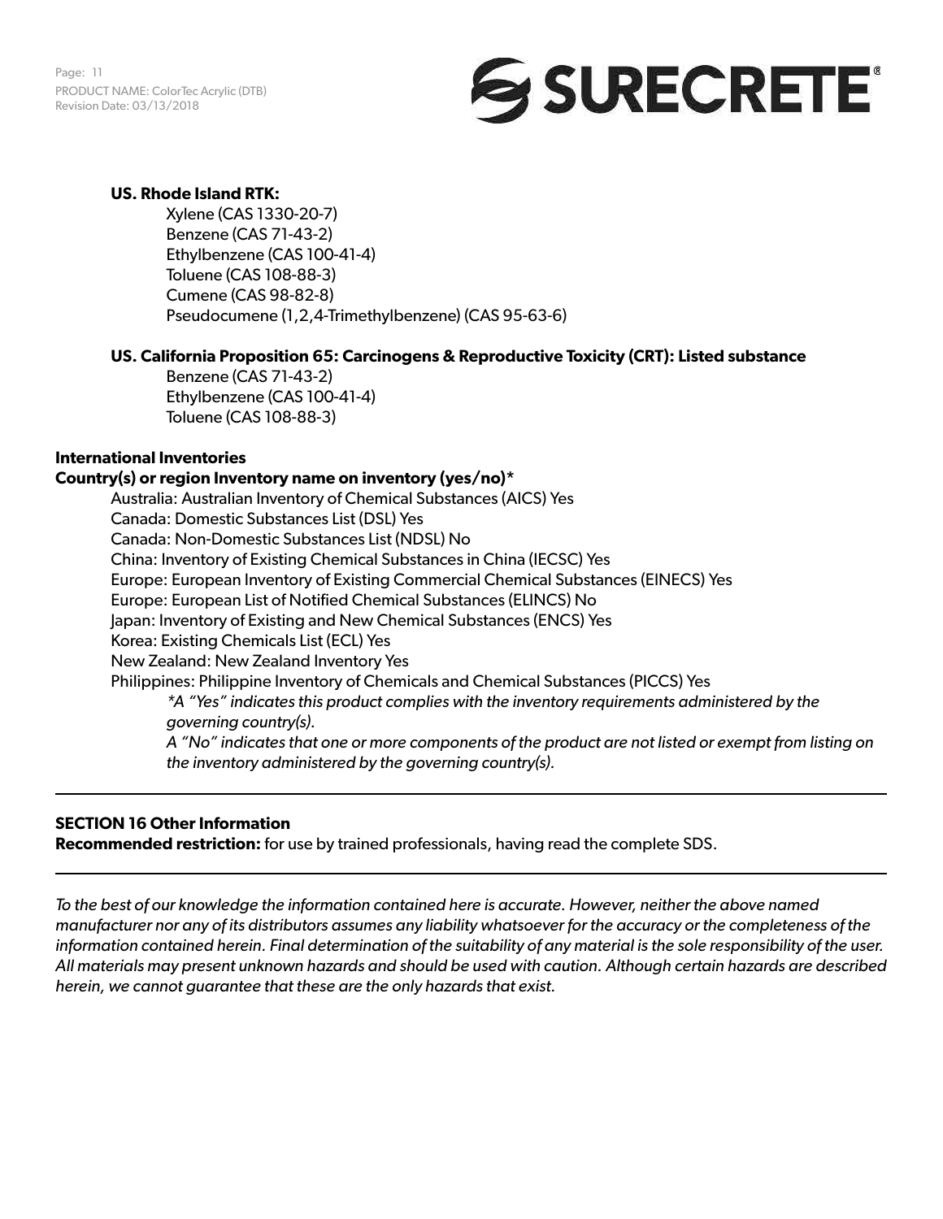**US. Rhode Island RTK:**

Xylene (CAS 1330-20-7)
Benzene (CAS 71-43-2)
Ethylbenzene (CAS 100-41-4)
Toluene (CAS 108-88-3)
Cumene (CAS 98-82-8)
Pseudocumene (1,2,4-Trimethylbenzene) (CAS 95-63-6)

**US. California Proposition 65: Carcinogens & Reproductive Toxicity (CRT): Listed substance**

Benzene (CAS 71-43-2)
Ethylbenzene (CAS 100-41-4)
Toluene (CAS 108-88-3)

**International Inventories**

**Country(s) or region Inventory name on inventory (yes/no)***

Australia: Australian Inventory of Chemical Substances (AICS) Yes
Canada: Domestic Substances List (DSL) Yes
Canada: Non-Domestic Substances List (NDSL) No
China: Inventory of Existing Chemical Substances in China (IECSC) Yes
Europe: European Inventory of Existing Commercial Chemical Substances (EINECS) Yes
Europe: European List of Notified Chemical Substances (ELINCS) No
Japan: Inventory of Existing and New Chemical Substances (ENCS) Yes
Korea: Existing Chemicals List (ECL) Yes
New Zealand: New Zealand Inventory Yes
Philippines: Philippine Inventory of Chemicals and Chemical Substances (PICCS) Yes

*\*A "Yes" indicates this product complies with the inventory requirements administered by the governing country(s).*

*A "No" indicates that one or more components of the product are not listed or exempt from listing on the inventory administered by the governing country(s).*

---

## SECTION 16 Other Information

**Recommended restriction:** for use by trained professionals, having read the complete SDS.

---

*To the best of our knowledge the information contained here is accurate. However, neither the above named manufacturer nor any of its distributors assumes any liability whatsoever for the accuracy or the completeness of the information contained herein. Final determination of the suitability of any material is the sole responsibility of the user. All materials may present unknown hazards and should be used with caution. Although certain hazards are described herein, we cannot guarantee that these are the only hazards that exist.*